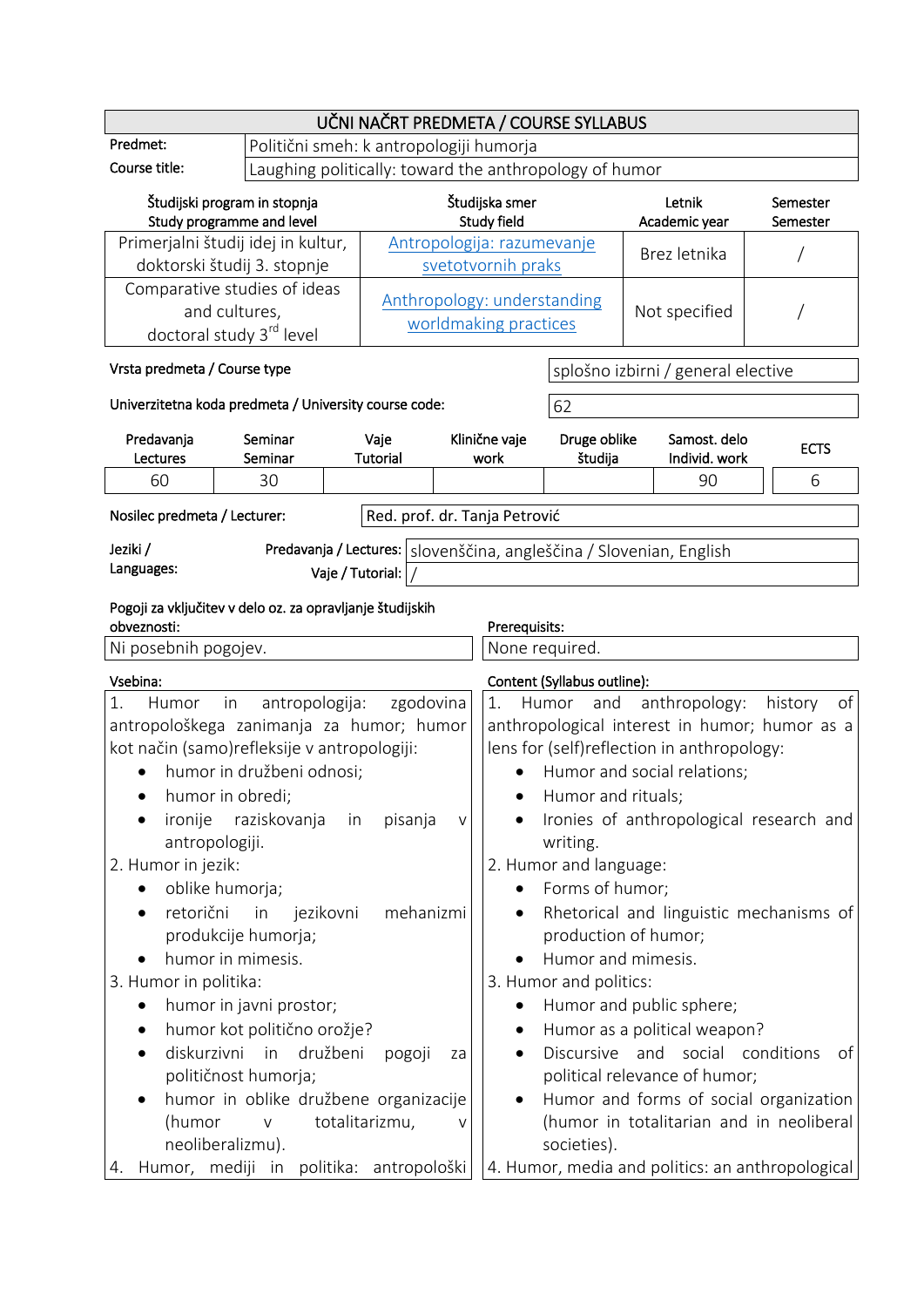# UČNI NAČRT PREDMETA / COURSE SYLLABUS

| | |
|---|---|
| Predmet: | Politični smeh: k antropologiji humorja |
| Course title: | Laughing politically: toward the anthropology of humor |

| Študijski program in stopnja<br>Study programme and level | Študijska smer<br>Study field | Letnik<br>Academic year | Semester<br>Semester |
|---|---|---|---|
| Primerjalni študij idej in kultur, doktorski študij 3. stopnje | Antropologija: razumevanje svetotvornih praks | Brez letnika | / |
| Comparative studies of ideas and cultures, doctoral study 3rd level | Anthropology: understanding worldmaking practices | Not specified | / |

| | |
|---|---|
| Vrsta predmeta / Course type | splošno izbirni / general elective |
| Univerzitetna koda predmeta / University course code: | 62 |

| Predavanja<br>Lectures | Seminar<br>Seminar | Vaje<br>Tutorial | Klinične vaje<br>work | Druge oblike študija | Samost. delo<br>Individ. work | ECTS |
|---|---|---|---|---|---|---|
| 60 | 30 | | | | 90 | 6 |

| | |
|---|---|
| Nosilec predmeta / Lecturer: | Red. prof. dr. Tanja Petrović |

| Jeziki / Languages: | | |
|---|---|---|
| | Predavanja / Lectures: | slovenščina, angleščina / Slovenian, English |
| | Vaje / Tutorial: | / |

| Pogoji za vključitev v delo oz. za opravljanje študijskih obveznosti: | Prerequisites: |
|---|---|
| Ni posebnih pogojev. | None required. |

| Vsebina: | Content (Syllabus outline): |
|---|---|
| 1. Humor in antropologija: zgodovina antropološkega zanimanja za humor; humor kot način (samo)refleksije v antropologiji:<br>• humor in družbeni odnosi;<br>• humor in obredi;<br>• ironije raziskovanja in pisanja v antropologiji.<br>2. Humor in jezik:<br>• oblike humorja;<br>• retorični in jezikovni mehanizmi produkcije humorja;<br>• humor in mimesis.<br>3. Humor in politika:<br>• humor in javni prostor;<br>• humor kot politično orožje?<br>• diskurzivni in družbeni pogoji za političnost humorja;<br>• humor in oblike družbene organizacije (humor v totalitarizmu, v neoliberalizmu).<br>4. Humor, mediji in politika: antropološki | 1. Humor and anthropology: history of anthropological interest in humor; humor as a lens for (self)reflection in anthropology:<br>• Humor and social relations;<br>• Humor and rituals;<br>• Ironies of anthropological research and writing.<br>2. Humor and language:<br>• Forms of humor;<br>• Rhetorical and linguistic mechanisms of production of humor;<br>• Humor and mimesis.<br>3. Humor and politics:<br>• Humor and public sphere;<br>• Humor as a political weapon?<br>• Discursive and social conditions of political relevance of humor;<br>• Humor and forms of social organization (humor in totalitarian and in neoliberal societies).<br>4. Humor, media and politics: an anthropological |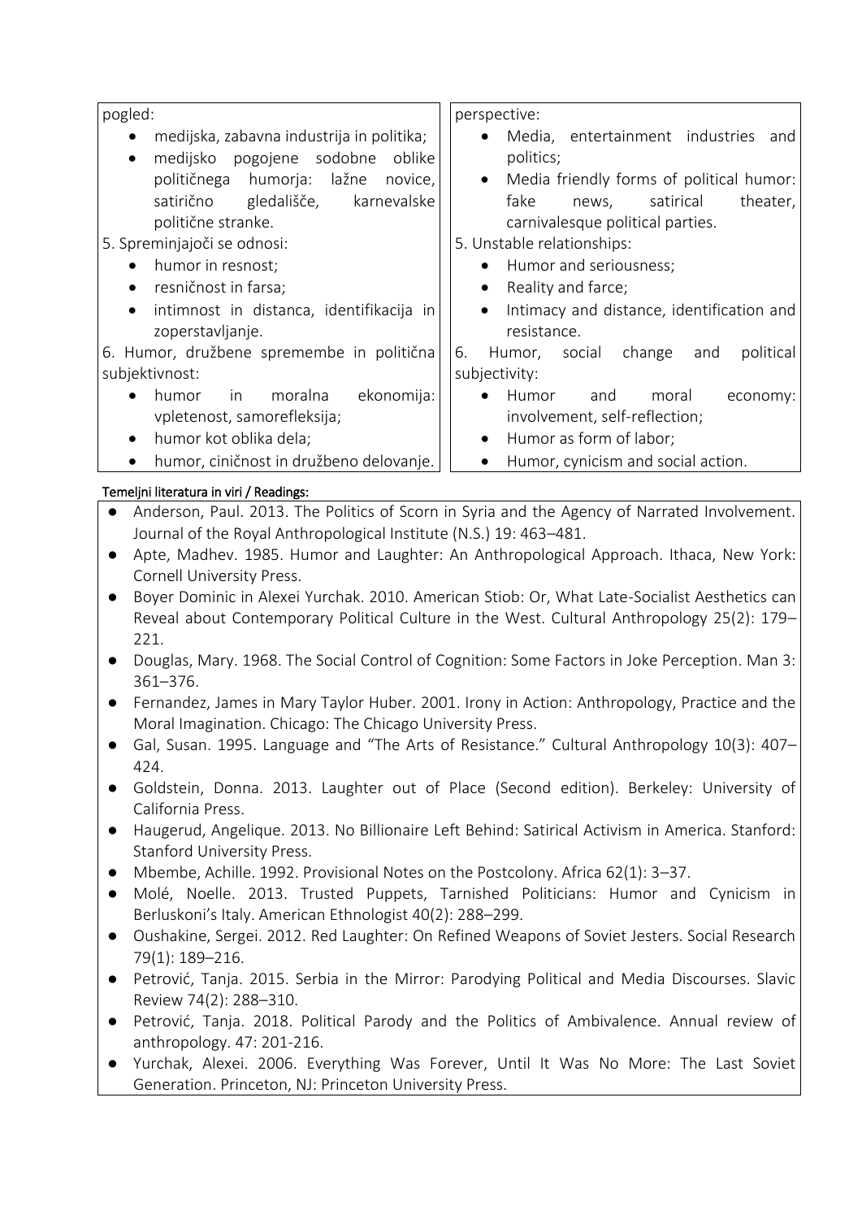| pogled: | perspective: |
| --- | --- |
| • medijska, zabavna industrija in politika;<br>• medijsko pogojene sodobne oblike političnega humorja: lažne novice, satirično gledališče, karnevalske politične stranke. | • Media, entertainment industries and politics;<br>• Media friendly forms of political humor: fake news, satirical theater, carnivalesque political parties. |
| 5. Spreminjajoči se odnosi:<br>• humor in resnost;<br>• resničnost in farsa;<br>• intimnost in distanca, identifikacija in zoperstavljanje. | 5. Unstable relationships:<br>• Humor and seriousness;<br>• Reality and farce;<br>• Intimacy and distance, identification and resistance. |
| 6. Humor, družbene spremembe in politična subjektivnost:<br>• humor in moralna ekonomija: vpletenost, samorefleksija;<br>• humor kot oblika dela;<br>• humor, ciničnost in družbeno delovanje. | 6. Humor, social change and political subjectivity:<br>• Humor and moral economy: involvement, self-reflection;<br>• Humor as form of labor;<br>• Humor, cynicism and social action. |

**Temeljni literatura in viri / Readings:**

- Anderson, Paul. 2013. The Politics of Scorn in Syria and the Agency of Narrated Involvement. Journal of the Royal Anthropological Institute (N.S.) 19: 463–481.
- Apte, Madhev. 1985. Humor and Laughter: An Anthropological Approach. Ithaca, New York: Cornell University Press.
- Boyer Dominic in Alexei Yurchak. 2010. American Stiob: Or, What Late-Socialist Aesthetics can Reveal about Contemporary Political Culture in the West. Cultural Anthropology 25(2): 179–221.
- Douglas, Mary. 1968. The Social Control of Cognition: Some Factors in Joke Perception. Man 3: 361–376.
- Fernandez, James in Mary Taylor Huber. 2001. Irony in Action: Anthropology, Practice and the Moral Imagination. Chicago: The Chicago University Press.
- Gal, Susan. 1995. Language and "The Arts of Resistance." Cultural Anthropology 10(3): 407–424.
- Goldstein, Donna. 2013. Laughter out of Place (Second edition). Berkeley: University of California Press.
- Haugerud, Angelique. 2013. No Billionaire Left Behind: Satirical Activism in America. Stanford: Stanford University Press.
- Mbembe, Achille. 1992. Provisional Notes on the Postcolony. Africa 62(1): 3–37.
- Molé, Noelle. 2013. Trusted Puppets, Tarnished Politicians: Humor and Cynicism in Berluskoni's Italy. American Ethnologist 40(2): 288–299.
- Oushakine, Sergei. 2012. Red Laughter: On Refined Weapons of Soviet Jesters. Social Research 79(1): 189–216.
- Petrović, Tanja. 2015. Serbia in the Mirror: Parodying Political and Media Discourses. Slavic Review 74(2): 288–310.
- Petrović, Tanja. 2018. Political Parody and the Politics of Ambivalence. Annual review of anthropology. 47: 201-216.
- Yurchak, Alexei. 2006. Everything Was Forever, Until It Was No More: The Last Soviet Generation. Princeton, NJ: Princeton University Press.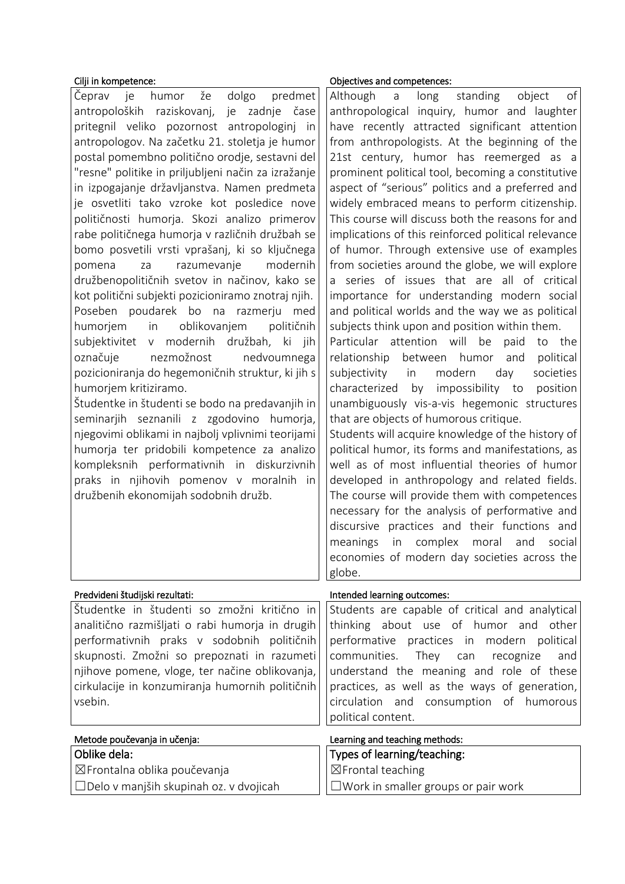| Cilji in kompetence: | Objectives and competences: |
| --- | --- |
| Čeprav je humor že dolgo predmet antropoloških raziskovanj, je zadnje čase pritegnil veliko pozornost antropologinj in antropologov. Na začetku 21. stoletja je humor postal pomembno politično orodje, sestavni del "resne" politike in priljubljeni način za izražanje in izpogajanje državljanstva. Namen predmeta je osvetliti tako vzroke kot posledice nove političnosti humorja. Skozi analizo primerov rabe političnega humorja v različnih družbah se bomo posvetili vrsti vprašanj, ki so ključnega pomena za razumevanje modernih družbenopolitičnih svetov in načinov, kako se kot politični subjekti pozicioniramo znotraj njih. Poseben poudarek bo na razmerju med humorjem in oblikovanjem političnih subjektivitet v modernih družbah, ki jih označuje nezmožnost nedvoumnega pozicioniranja do hegemoničnih struktur, ki jih s humorjem kritiziramo. Študentke in študenti se bodo na predavanjih in seminarjih seznanili z zgodovino humorja, njegovimi oblikami in najbolj vplivnimi teorijami humorja ter pridobili kompetence za analizo kompleksnih performativnih in diskurzivnih praks in njihovih pomenov v moralnih in družbenih ekonomijah sodobnih družb. | Although a long standing object of anthropological inquiry, humor and laughter have recently attracted significant attention from anthropologists. At the beginning of the 21st century, humor has reemerged as a prominent political tool, becoming a constitutive aspect of "serious" politics and a preferred and widely embraced means to perform citizenship. This course will discuss both the reasons for and implications of this reinforced political relevance of humor. Through extensive use of examples from societies around the globe, we will explore a series of issues that are all of critical importance for understanding modern social and political worlds and the way we as political subjects think upon and position within them. Particular attention will be paid to the relationship between humor and political subjectivity in modern day societies characterized by impossibility to position unambiguously vis-a-vis hegemonic structures that are objects of humorous critique. Students will acquire knowledge of the history of political humor, its forms and manifestations, as well as of most influential theories of humor developed in anthropology and related fields. The course will provide them with competences necessary for the analysis of performative and discursive practices and their functions and meanings in complex moral and social economies of modern day societies across the globe. |

| Predvideni študijski rezultati: | Intended learning outcomes: |
| --- | --- |
| Študentke in študenti so zmožni kritično in analitično razmišljati o rabi humorja in drugih performativnih praks v sodobnih političnih skupnosti. Zmožni so prepoznati in razumeti njihove pomene, vloge, ter načine oblikovanja, cirkulacije in konzumiranja humornih političnih vsebin. | Students are capable of critical and analytical thinking about use of humor and other performative practices in modern political communities. They can recognize and understand the meaning and role of these practices, as well as the ways of generation, circulation and consumption of humorous political content. |

| Metode poučevanja in učenja: | Learning and teaching methods: |
| --- | --- |
| **Oblike dela:** | **Types of learning/teaching:** |
| ☒Frontalna oblika poučevanja | ☒Frontal teaching |
| ☐Delo v manjših skupinah oz. v dvojicah | ☐Work in smaller groups or pair work |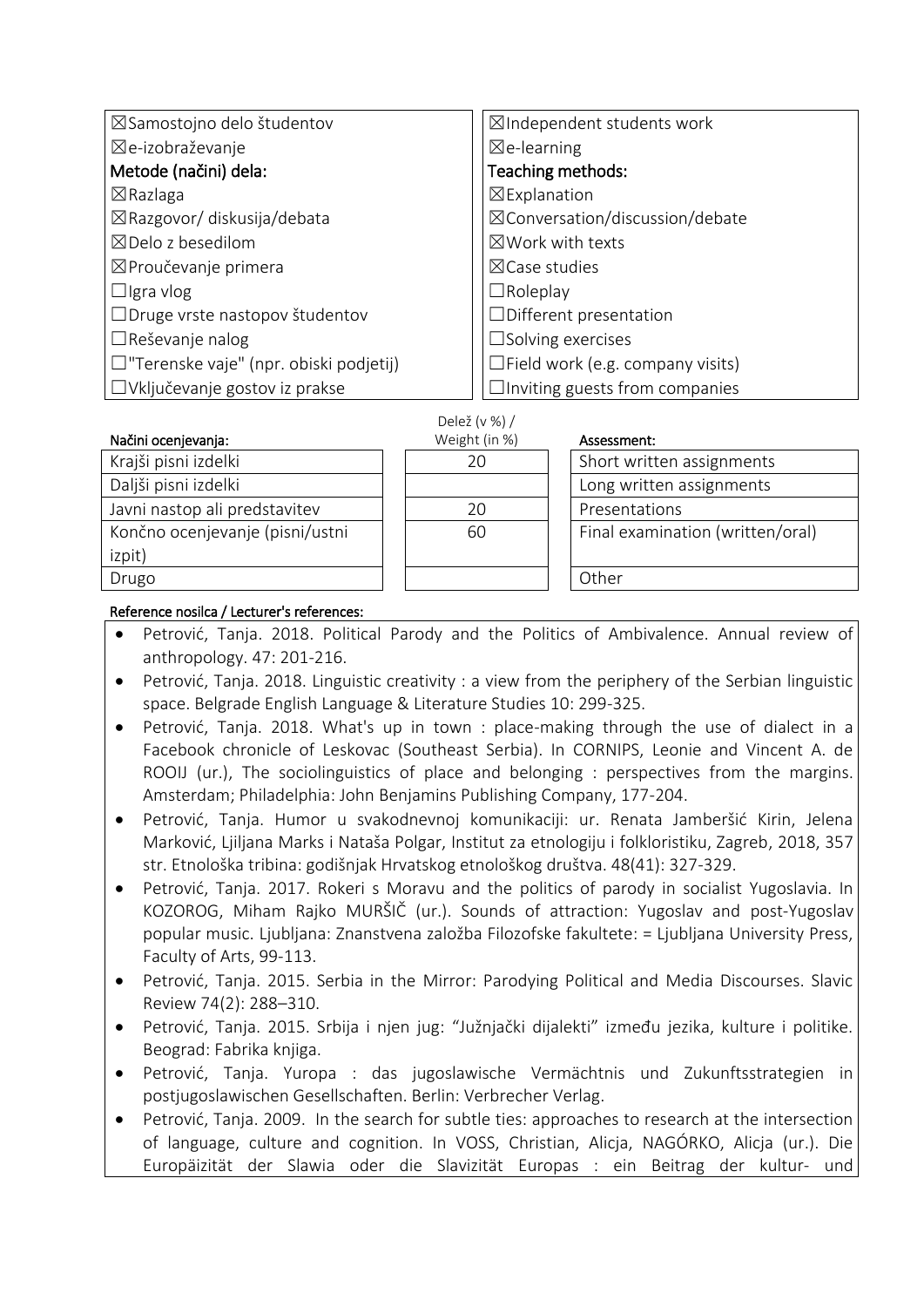| | |
|---|---|
| ☒Samostojno delo študentov | ☒Independent students work |
| ☒e-izobraževanje | ☒e-learning |
| **Metode (načini) dela:** | **Teaching methods:** |
| ☒Razlaga | ☒Explanation |
| ☒Razgovor/ diskusija/debata | ☒Conversation/discussion/debate |
| ☒Delo z besedilom | ☒Work with texts |
| ☒Proučevanje primera | ☒Case studies |
| ☐Igra vlog | ☐Roleplay |
| ☐Druge vrste nastopov študentov | ☐Different presentation |
| ☐Reševanje nalog | ☐Solving exercises |
| ☐"Terenske vaje" (npr. obiski podjetij) | ☐Field work (e.g. company visits) |
| ☐Vključevanje gostov iz prakse | ☐Inviting guests from companies |

| Načini ocenjevanja: | Delež (v %) / Weight (in %) | Assessment: |
|---|---|---|
| Krajši pisni izdelki | 20 | Short written assignments |
| Daljši pisni izdelki | | Long written assignments |
| Javni nastop ali predstavitev | 20 | Presentations |
| Končno ocenjevanje (pisni/ustni izpit) | 60 | Final examination (written/oral) |
| Drugo | | Other |

**Reference nosilca / Lecturer's references:**

- Petrović, Tanja. 2018. Political Parody and the Politics of Ambivalence. Annual review of anthropology. 47: 201-216.
- Petrović, Tanja. 2018. Linguistic creativity : a view from the periphery of the Serbian linguistic space. Belgrade English Language & Literature Studies 10: 299-325.
- Petrović, Tanja. 2018. What's up in town : place-making through the use of dialect in a Facebook chronicle of Leskovac (Southeast Serbia). In CORNIPS, Leonie and Vincent A. de ROOIJ (ur.), The sociolinguistics of place and belonging : perspectives from the margins. Amsterdam; Philadelphia: John Benjamins Publishing Company, 177-204.
- Petrović, Tanja. Humor u svakodnevnoj komunikaciji: ur. Renata Jamberšić Kirin, Jelena Marković, Ljiljana Marks i Nataša Polgar, Institut za etnologiju i folkloristiku, Zagreb, 2018, 357 str. Etnološka tribina: godišnjak Hrvatskog etnološkog društva. 48(41): 327-329.
- Petrović, Tanja. 2017. Rokeri s Moravu and the politics of parody in socialist Yugoslavia. In KOZOROG, Miham Rajko MURŠIČ (ur.). Sounds of attraction: Yugoslav and post-Yugoslav popular music. Ljubljana: Znanstvena založba Filozofske fakultete: = Ljubljana University Press, Faculty of Arts, 99-113.
- Petrović, Tanja. 2015. Serbia in the Mirror: Parodying Political and Media Discourses. Slavic Review 74(2): 288–310.
- Petrović, Tanja. 2015. Srbija i njen jug: "Južnjački dijalekti" između jezika, kulture i politike. Beograd: Fabrika knjiga.
- Petrović, Tanja. Yuropa : das jugoslawische Vermächtnis und Zukunftsstrategien in postjugoslawischen Gesellschaften. Berlin: Verbrecher Verlag.
- Petrović, Tanja. 2009. In the search for subtle ties: approaches to research at the intersection of language, culture and cognition. In VOSS, Christian, Alicja, NAGÓRKO, Alicja (ur.). Die Europäizität der Slawia oder die Slavizität Europas : ein Beitrag der kultur- und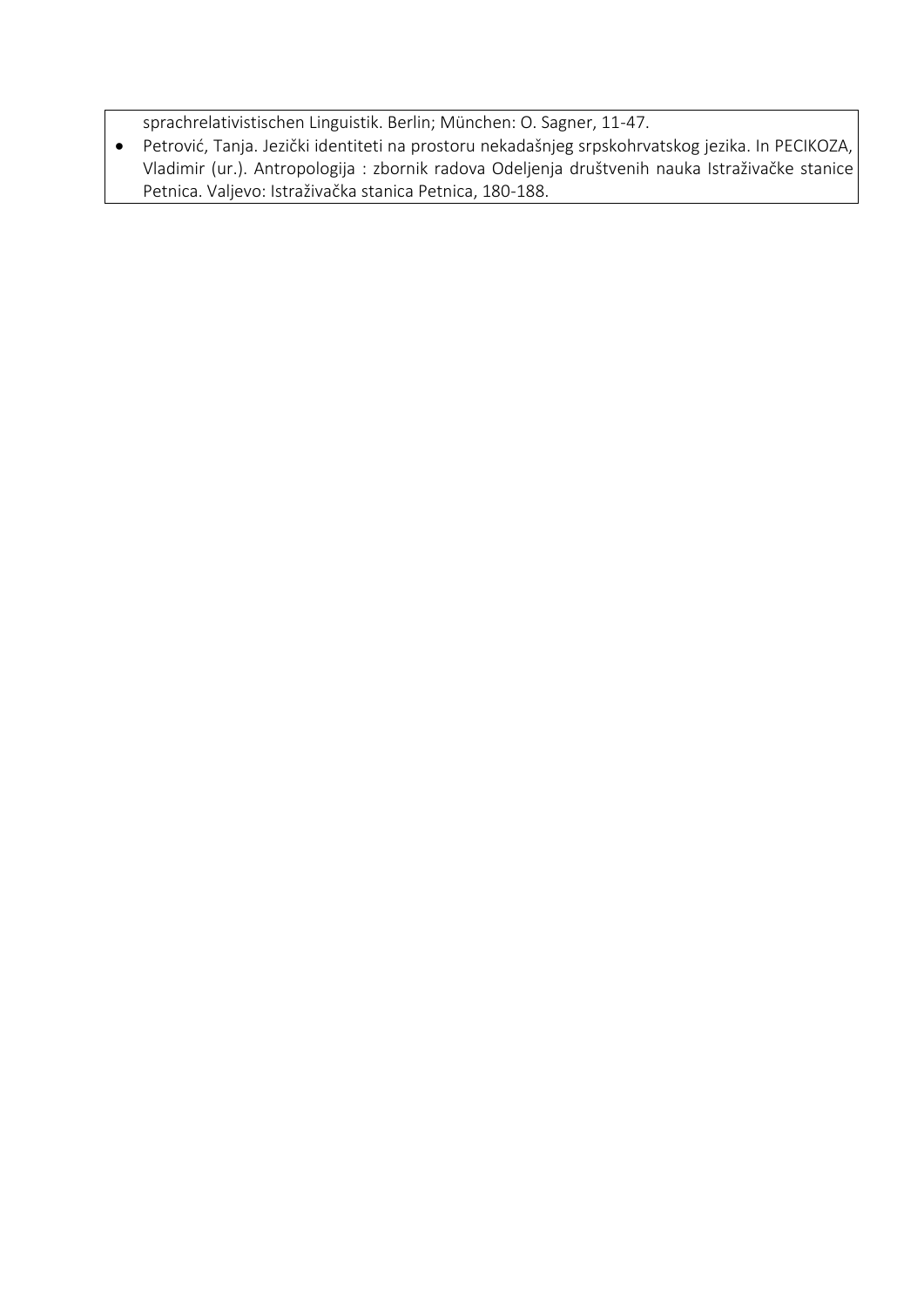sprachrelativistischen Linguistik. Berlin; München: O. Sagner, 11-47.

- Petrović, Tanja. Jezički identiteti na prostoru nekadašnjeg srpskohrvatskog jezika. In PECIKOZA, Vladimir (ur.). Antropologija : zbornik radova Odeljenja društvenih nauka Istraživačke stanice Petnica. Valjevo: Istraživačka stanica Petnica, 180-188.